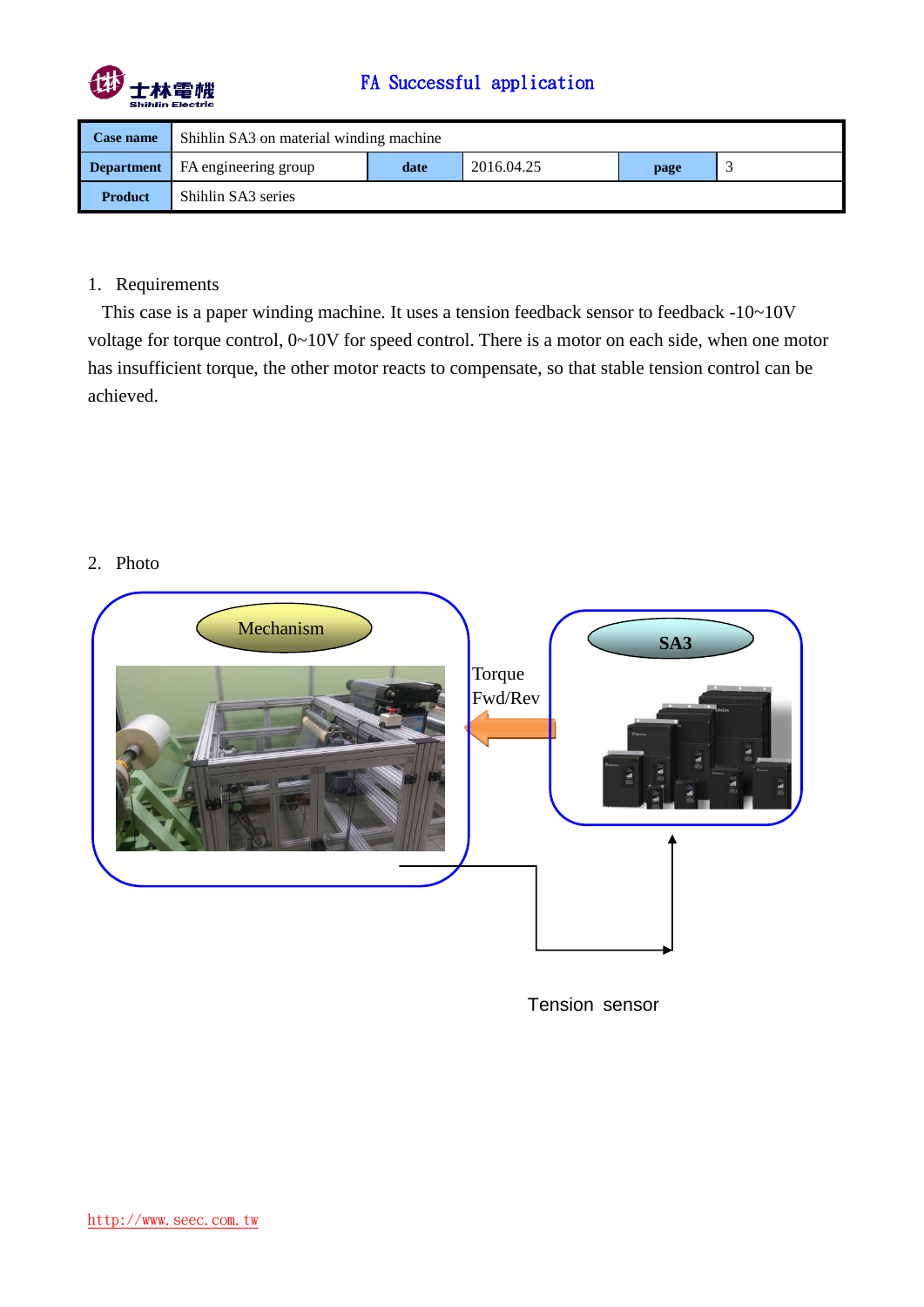FA Successful application

| Case name | Shihlin SA3 on material winding machine | | | | |
| --- | --- | --- | --- | --- | --- |
| Department | FA engineering group | date | 2016.04.25 | page | 3 |
| Product | Shihlin SA3 series | | | | |

1. Requirements

This case is a paper winding machine. It uses a tension feedback sensor to feedback -10~10V voltage for torque control, 0~10V for speed control. There is a motor on each side, when one motor has insufficient torque, the other motor reacts to compensate, so that stable tension control can be achieved.

2. Photo

Mechanism

Torque
Fwd/Rev

SA3

Tension sensor

http://www.seec.com.tw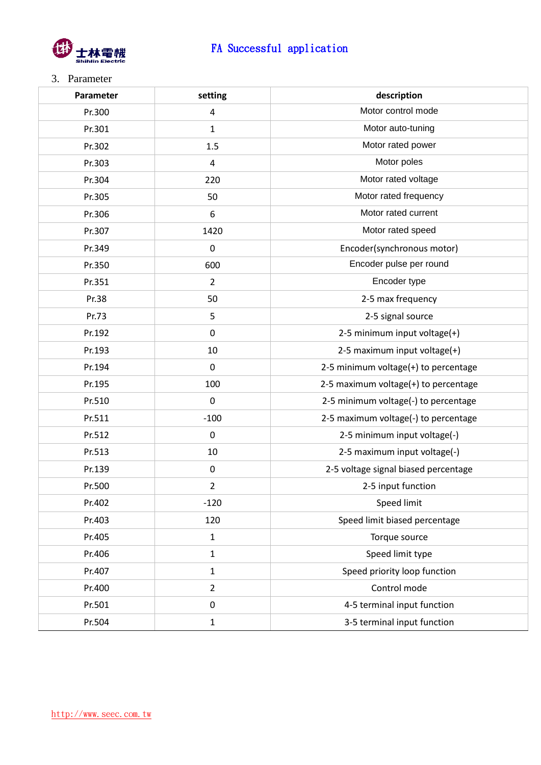3. Parameter

| Parameter | setting | description |
|---|---|---|
| Pr.300 | 4 | Motor control mode |
| Pr.301 | 1 | Motor auto-tuning |
| Pr.302 | 1.5 | Motor rated power |
| Pr.303 | 4 | Motor poles |
| Pr.304 | 220 | Motor rated voltage |
| Pr.305 | 50 | Motor rated frequency |
| Pr.306 | 6 | Motor rated current |
| Pr.307 | 1420 | Motor rated speed |
| Pr.349 | 0 | Encoder(synchronous motor) |
| Pr.350 | 600 | Encoder pulse per round |
| Pr.351 | 2 | Encoder type |
| Pr.38 | 50 | 2-5 max frequency |
| Pr.73 | 5 | 2-5 signal source |
| Pr.192 | 0 | 2-5 minimum input voltage(+) |
| Pr.193 | 10 | 2-5 maximum input voltage(+) |
| Pr.194 | 0 | 2-5 minimum voltage(+) to percentage |
| Pr.195 | 100 | 2-5 maximum voltage(+) to percentage |
| Pr.510 | 0 | 2-5 minimum voltage(-) to percentage |
| Pr.511 | -100 | 2-5 maximum voltage(-) to percentage |
| Pr.512 | 0 | 2-5 minimum input voltage(-) |
| Pr.513 | 10 | 2-5 maximum input voltage(-) |
| Pr.139 | 0 | 2-5 voltage signal biased percentage |
| Pr.500 | 2 | 2-5 input function |
| Pr.402 | -120 | Speed limit |
| Pr.403 | 120 | Speed limit biased percentage |
| Pr.405 | 1 | Torque source |
| Pr.406 | 1 | Speed limit type |
| Pr.407 | 1 | Speed priority loop function |
| Pr.400 | 2 | Control mode |
| Pr.501 | 0 | 4-5 terminal input function |
| Pr.504 | 1 | 3-5 terminal input function |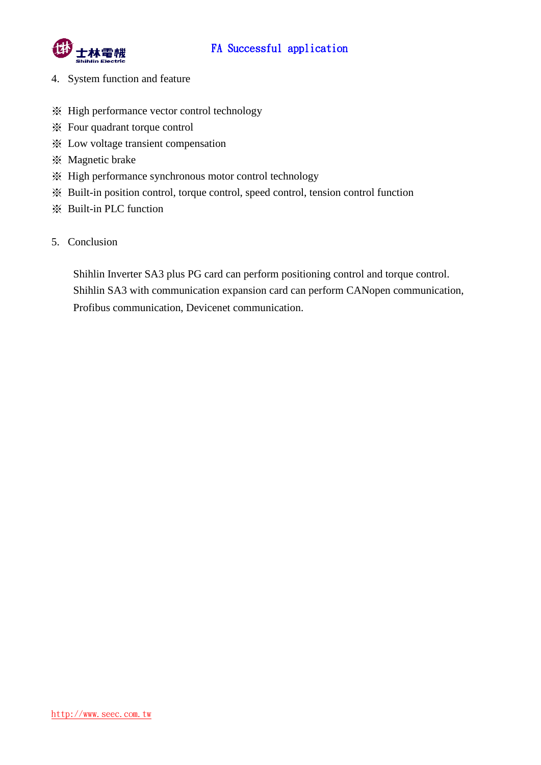4. System function and feature

※ High performance vector control technology
※ Four quadrant torque control
※ Low voltage transient compensation
※ Magnetic brake
※ High performance synchronous motor control technology
※ Built-in position control, torque control, speed control, tension control function
※ Built-in PLC function

5. Conclusion

Shihlin Inverter SA3 plus PG card can perform positioning control and torque control. Shihlin SA3 with communication expansion card can perform CANopen communication, Profibus communication, Devicenet communication.